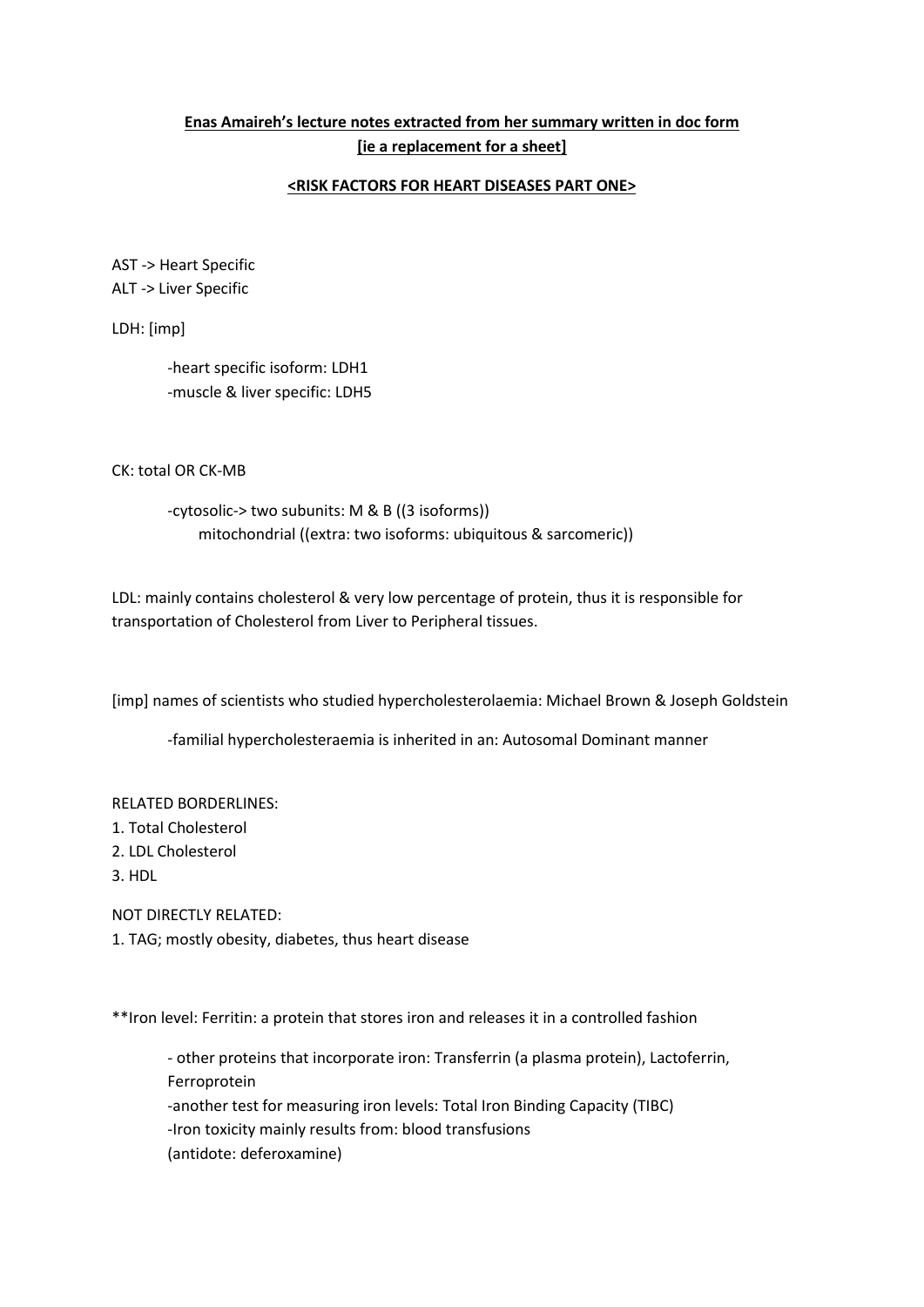**Enas Amaireh's lecture notes extracted from her summary written in doc form [ie a replacement for a sheet]**

**<RISK FACTORS FOR HEART DISEASES PART ONE>**

AST -> Heart Specific
ALT -> Liver Specific

LDH: [imp]

- -heart specific isoform: LDH1
- -muscle & liver specific: LDH5

CK: total OR CK-MB

- -cytosolic-> two subunits: M & B ((3 isoforms))
  mitochondrial ((extra: two isoforms: ubiquitous & sarcomeric))

LDL: mainly contains cholesterol & very low percentage of protein, thus it is responsible for transportation of Cholesterol from Liver to Peripheral tissues.

[imp] names of scientists who studied hypercholesterolaemia: Michael Brown & Joseph Goldstein

- -familial hypercholesteraemia is inherited in an: Autosomal Dominant manner

RELATED BORDERLINES:
1. Total Cholesterol
2. LDL Cholesterol
3. HDL

NOT DIRECTLY RELATED:
1. TAG; mostly obesity, diabetes, thus heart disease

**Iron level: Ferritin: a protein that stores iron and releases it in a controlled fashion

- - other proteins that incorporate iron: Transferrin (a plasma protein), Lactoferrin, Ferroprotein
- -another test for measuring iron levels: Total Iron Binding Capacity (TIBC)
- -Iron toxicity mainly results from: blood transfusions
  (antidote: deferoxamine)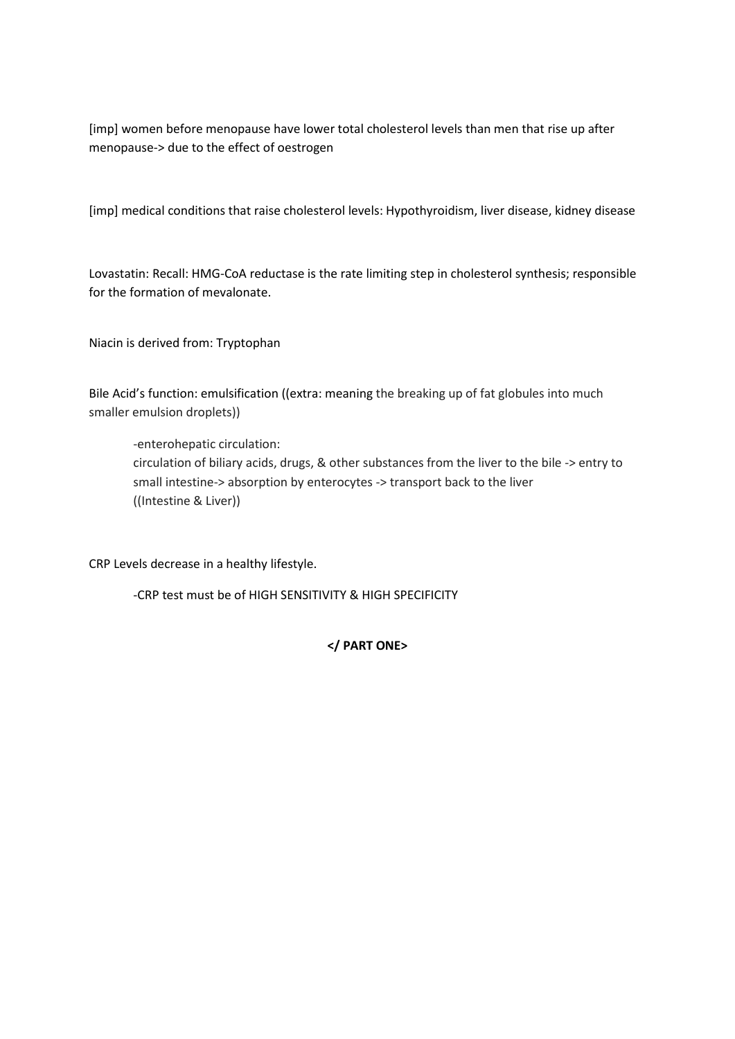[imp] women before menopause have lower total cholesterol levels than men that rise up after menopause-> due to the effect of oestrogen

[imp] medical conditions that raise cholesterol levels: Hypothyroidism, liver disease, kidney disease

Lovastatin: Recall: HMG-CoA reductase is the rate limiting step in cholesterol synthesis; responsible for the formation of mevalonate.

Niacin is derived from: Tryptophan

Bile Acid's function: emulsification ((extra: meaning the breaking up of fat globules into much smaller emulsion droplets))

> -enterohepatic circulation:
> circulation of biliary acids, drugs, & other substances from the liver to the bile -> entry to small intestine-> absorption by enterocytes -> transport back to the liver
> ((Intestine & Liver))

CRP Levels decrease in a healthy lifestyle.

> -CRP test must be of HIGH SENSITIVITY & HIGH SPECIFICITY

**</ PART ONE>**